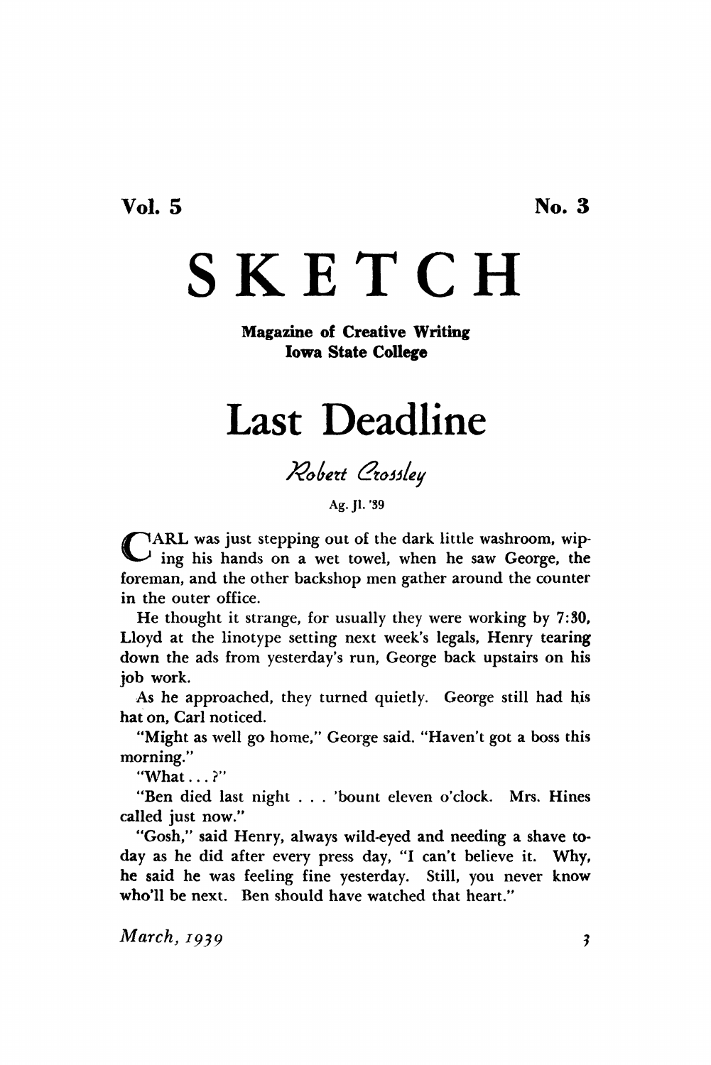Vol. 5 No. 3

# SKETCH

**Magazine of Creative Writing**
**Iowa State College**

## Last Deadline

*Robert Crossley*

Ag. Jl. '39

CARL was just stepping out of the dark little washroom, wiping his hands on a wet towel, when he saw George, the foreman, and the other backshop men gather around the counter in the outer office.

He thought it strange, for usually they were working by 7:30, Lloyd at the linotype setting next week's legals, Henry tearing down the ads from yesterday's run, George back upstairs on his job work.

As he approached, they turned quietly. George still had his hat on, Carl noticed.

"Might as well go home," George said. "Haven't got a boss this morning."

"What . . . ?"

"Ben died last night . . . 'bount eleven o'clock. Mrs. Hines called just now."

"Gosh," said Henry, always wild-eyed and needing a shave today as he did after every press day, "I can't believe it. Why, he said he was feeling fine yesterday. Still, you never know who'll be next. Ben should have watched that heart."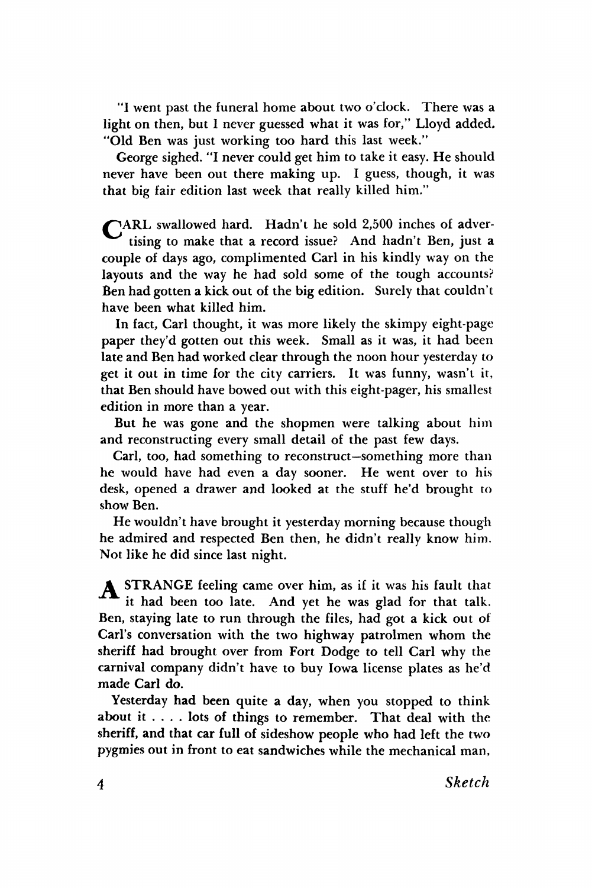"I went past the funeral home about two o'clock. There was a light on then, but I never guessed what it was for," Lloyd added. "Old Ben was just working too hard this last week."

George sighed. "I never could get him to take it easy. He should never have been out there making up. I guess, though, it was that big fair edition last week that really killed him."

CARL swallowed hard. Hadn't he sold 2,500 inches of advertising to make that a record issue? And hadn't Ben, just a couple of days ago, complimented Carl in his kindly way on the layouts and the way he had sold some of the tough accounts? Ben had gotten a kick out of the big edition. Surely that couldn't have been what killed him.

In fact, Carl thought, it was more likely the skimpy eight-page paper they'd gotten out this week. Small as it was, it had been late and Ben had worked clear through the noon hour yesterday to get it out in time for the city carriers. It was funny, wasn't it, that Ben should have bowed out with this eight-pager, his smallest edition in more than a year.

But he was gone and the shopmen were talking about him and reconstructing every small detail of the past few days.

Carl, too, had something to reconstruct—something more than he would have had even a day sooner. He went over to his desk, opened a drawer and looked at the stuff he'd brought to show Ben.

He wouldn't have brought it yesterday morning because though he admired and respected Ben then, he didn't really know him. Not like he did since last night.

A STRANGE feeling came over him, as if it was his fault that it had been too late. And yet he was glad for that talk. Ben, staying late to run through the files, had got a kick out of Carl's conversation with the two highway patrolmen whom the sheriff had brought over from Fort Dodge to tell Carl why the carnival company didn't have to buy Iowa license plates as he'd made Carl do.

Yesterday had been quite a day, when you stopped to think about it . . . . lots of things to remember. That deal with the sheriff, and that car full of sideshow people who had left the two pygmies out in front to eat sandwiches while the mechanical man,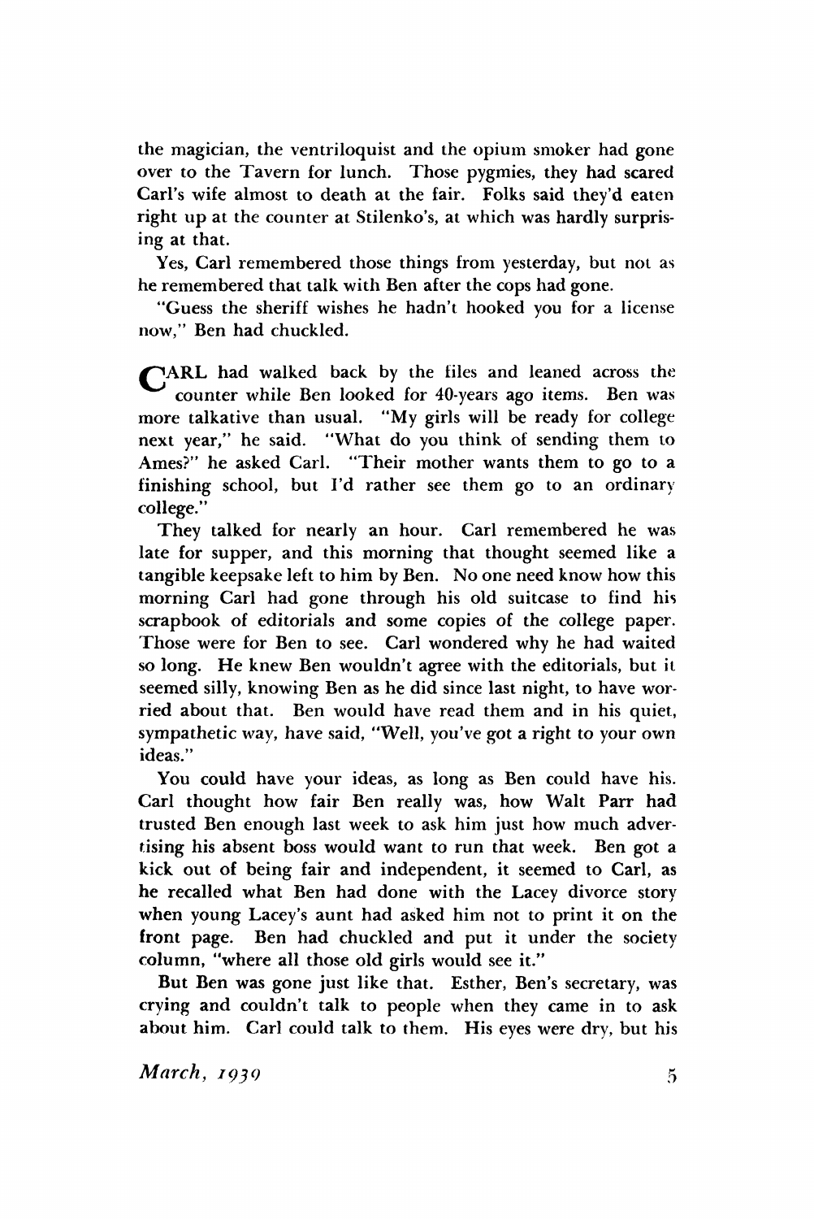the magician, the ventriloquist and the opium smoker had gone over to the Tavern for lunch. Those pygmies, they had scared Carl's wife almost to death at the fair. Folks said they'd eaten right up at the counter at Stilenko's, at which was hardly surprising at that.

Yes, Carl remembered those things from yesterday, but not as he remembered that talk with Ben after the cops had gone.

"Guess the sheriff wishes he hadn't hooked you for a license now," Ben had chuckled.

CARL had walked back by the files and leaned across the counter while Ben looked for 40-years ago items. Ben was more talkative than usual. "My girls will be ready for college next year," he said. "What do you think of sending them to Ames?" he asked Carl. "Their mother wants them to go to a finishing school, but I'd rather see them go to an ordinary college."

They talked for nearly an hour. Carl remembered he was late for supper, and this morning that thought seemed like a tangible keepsake left to him by Ben. No one need know how this morning Carl had gone through his old suitcase to find his scrapbook of editorials and some copies of the college paper. Those were for Ben to see. Carl wondered why he had waited so long. He knew Ben wouldn't agree with the editorials, but it seemed silly, knowing Ben as he did since last night, to have worried about that. Ben would have read them and in his quiet, sympathetic way, have said, "Well, you've got a right to your own ideas."

You could have your ideas, as long as Ben could have his. Carl thought how fair Ben really was, how Walt Parr had trusted Ben enough last week to ask him just how much advertising his absent boss would want to run that week. Ben got a kick out of being fair and independent, it seemed to Carl, as he recalled what Ben had done with the Lacey divorce story when young Lacey's aunt had asked him not to print it on the front page. Ben had chuckled and put it under the society column, "where all those old girls would see it."

But Ben was gone just like that. Esther, Ben's secretary, was crying and couldn't talk to people when they came in to ask about him. Carl could talk to them. His eyes were dry, but his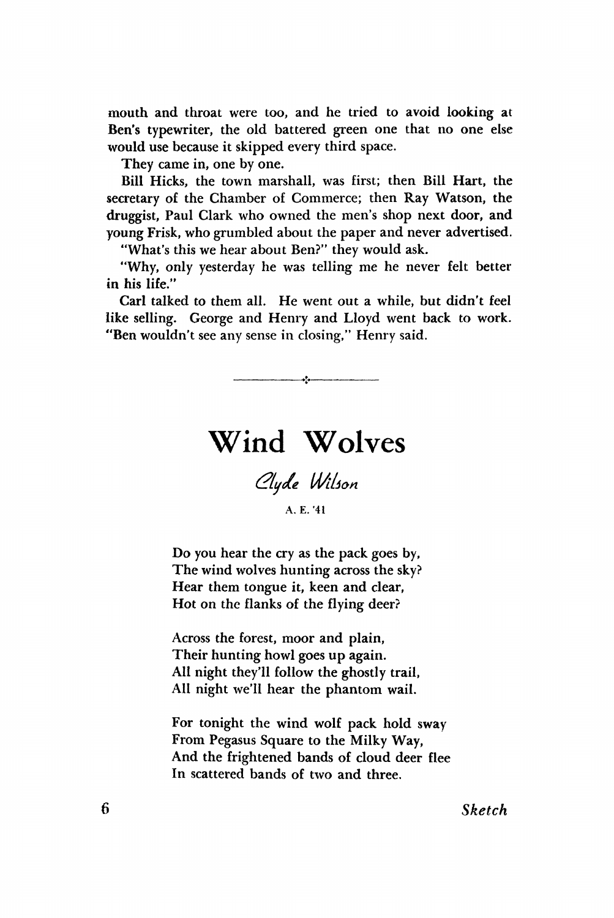mouth and throat were too, and he tried to avoid looking at Ben's typewriter, the old battered green one that no one else would use because it skipped every third space.

They came in, one by one.

Bill Hicks, the town marshall, was first; then Bill Hart, the secretary of the Chamber of Commerce; then Ray Watson, the druggist, Paul Clark who owned the men's shop next door, and young Frisk, who grumbled about the paper and never advertised.

"What's this we hear about Ben?" they would ask.

"Why, only yesterday he was telling me he never felt better in his life."

Carl talked to them all. He went out a while, but didn't feel like selling. George and Henry and Lloyd went back to work. "Ben wouldn't see any sense in closing," Henry said.

---

# Wind Wolves

*Clyde Wilson*

A. E. '41

Do you hear the cry as the pack goes by,
The wind wolves hunting across the sky?
Hear them tongue it, keen and clear,
Hot on the flanks of the flying deer?

Across the forest, moor and plain,
Their hunting howl goes up again.
All night they'll follow the ghostly trail,
All night we'll hear the phantom wail.

For tonight the wind wolf pack hold sway
From Pegasus Square to the Milky Way,
And the frightened bands of cloud deer flee
In scattered bands of two and three.